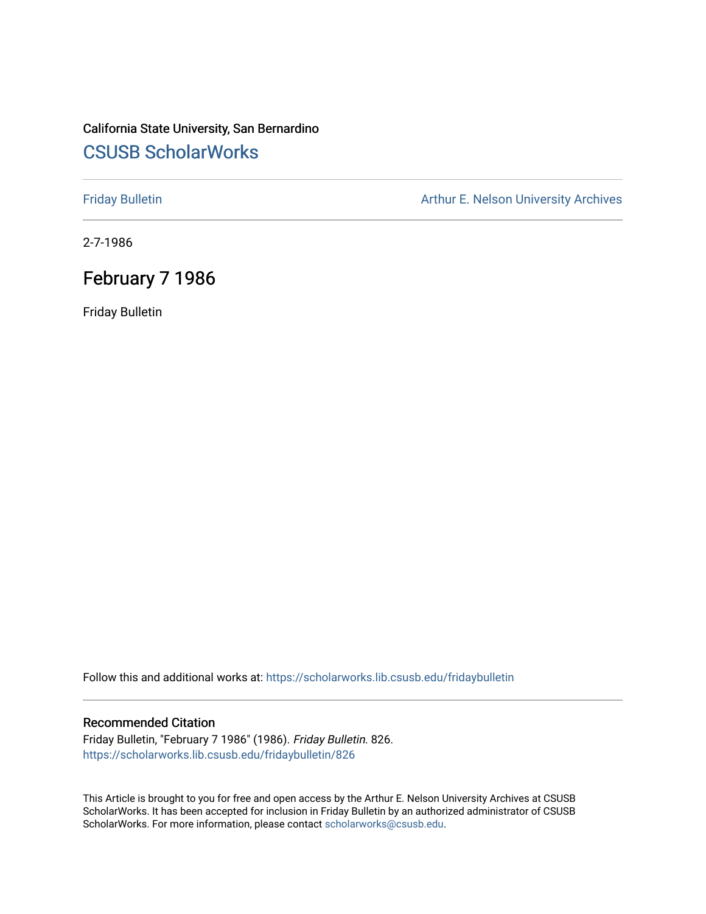California State University, San Bernardino

# CSUSB ScholarWorks

Friday Bulletin

Arthur E. Nelson University Archives

2-7-1986

## February 7 1986

Friday Bulletin

Follow this and additional works at: https://scholarworks.lib.csusb.edu/fridaybulletin

### Recommended Citation

Friday Bulletin, "February 7 1986" (1986). *Friday Bulletin*. 826.
https://scholarworks.lib.csusb.edu/fridaybulletin/826

This Article is brought to you for free and open access by the Arthur E. Nelson University Archives at CSUSB ScholarWorks. It has been accepted for inclusion in Friday Bulletin by an authorized administrator of CSUSB ScholarWorks. For more information, please contact scholarworks@csusb.edu.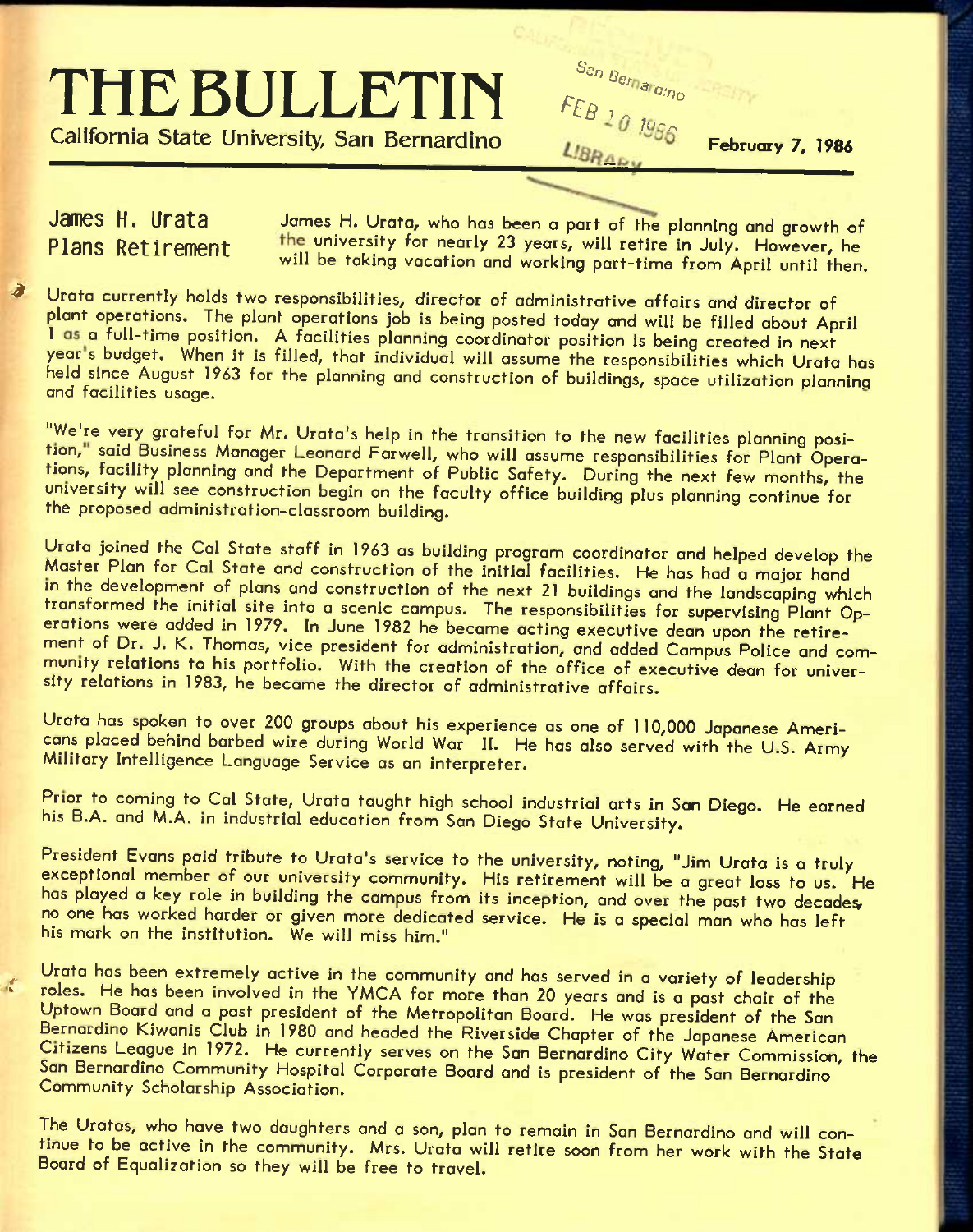# THE BULLETIN

California State University, San Bernardino

February 7, 1986

## James H. Urata Plans Retirement

James H. Urata, who has been a part of the planning and growth of the university for nearly 23 years, will retire in July. However, he will be taking vacation and working part-time from April until then.

Urata currently holds two responsibilities, director of administrative affairs and director of plant operations. The plant operations job is being posted today and will be filled about April 1 as a full-time position. A facilities planning coordinator position is being created in next year's budget. When it is filled, that individual will assume the responsibilities which Urata has held since August 1963 for the planning and construction of buildings, space utilization planning and facilities usage.

"We're very grateful for Mr. Urata's help in the transition to the new facilities planning position," said Business Manager Leonard Farwell, who will assume responsibilities for Plant Operations, facility planning and the Department of Public Safety. During the next few months, the university will see construction begin on the faculty office building plus planning continue for the proposed administration-classroom building.

Urata joined the Cal State staff in 1963 as building program coordinator and helped develop the Master Plan for Cal State and construction of the initial facilities. He has had a major hand in the development of plans and construction of the next 21 buildings and the landscaping which transformed the initial site into a scenic campus. The responsibilities for supervising Plant Operations were added in 1979. In June 1982 he became acting executive dean upon the retirement of Dr. J. K. Thomas, vice president for administration, and added Campus Police and community relations to his portfolio. With the creation of the office of executive dean for university relations in 1983, he became the director of administrative affairs.

Urata has spoken to over 200 groups about his experience as one of 110,000 Japanese Americans placed behind barbed wire during World War II. He has also served with the U.S. Army Military Intelligence Language Service as an interpreter.

Prior to coming to Cal State, Urata taught high school industrial arts in San Diego. He earned his B.A. and M.A. in industrial education from San Diego State University.

President Evans paid tribute to Urata's service to the university, noting, "Jim Urata is a truly exceptional member of our university community. His retirement will be a great loss to us. He has played a key role in building the campus from its inception, and over the past two decades, no one has worked harder or given more dedicated service. He is a special man who has left his mark on the institution. We will miss him."

Urata has been extremely active in the community and has served in a variety of leadership roles. He has been involved in the YMCA for more than 20 years and is a past chair of the Uptown Board and a past president of the Metropolitan Board. He was president of the San Bernardino Kiwanis Club in 1980 and headed the Riverside Chapter of the Japanese American Citizens League in 1972. He currently serves on the San Bernardino City Water Commission, the San Bernardino Community Hospital Corporate Board and is president of the San Bernardino Community Scholarship Association.

The Uratas, who have two daughters and a son, plan to remain in San Bernardino and will continue to be active in the community. Mrs. Urata will retire soon from her work with the State Board of Equalization so they will be free to travel.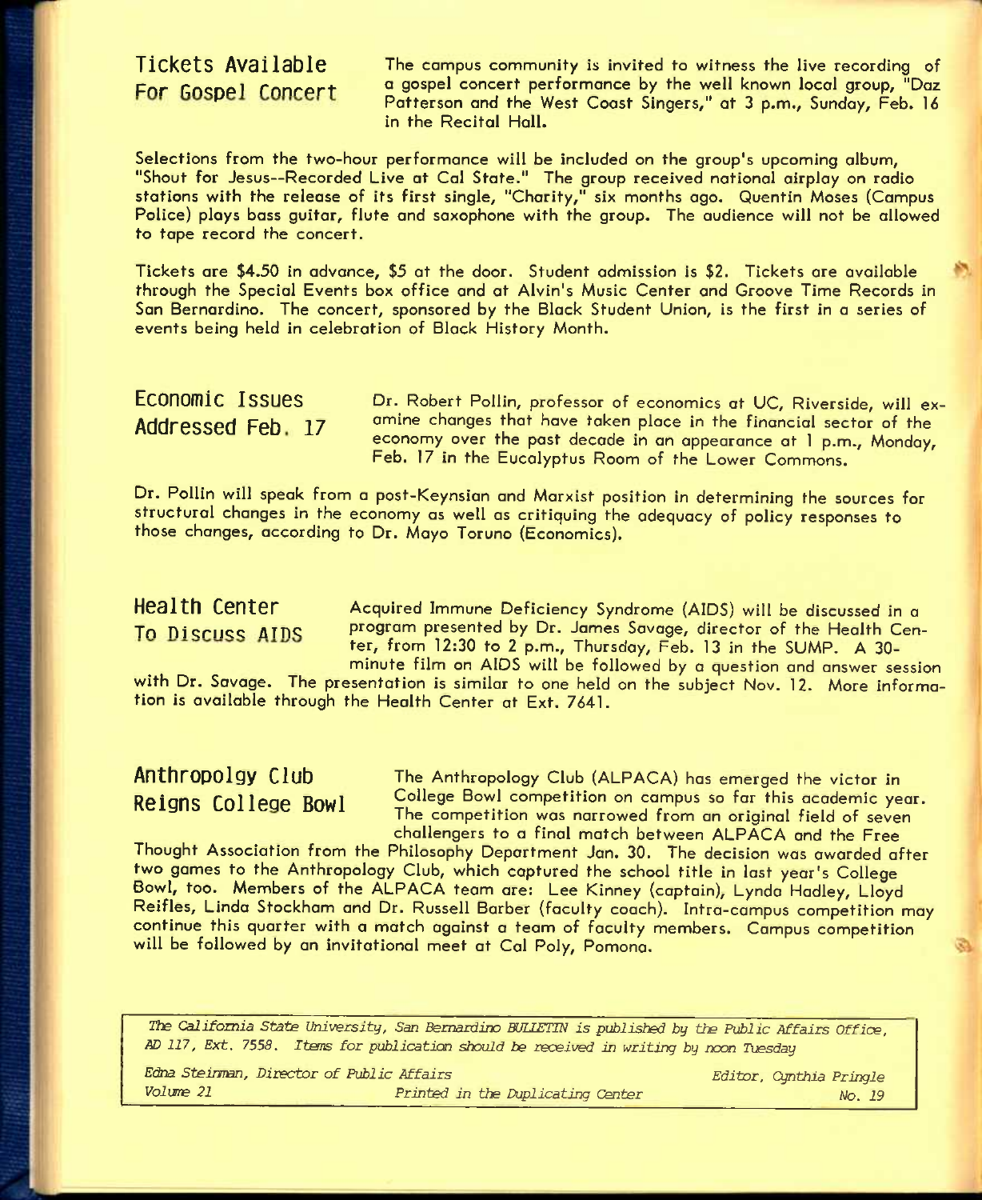## Tickets Available For Gospel Concert

The campus community is invited to witness the live recording of a gospel concert performance by the well known local group, "Daz Patterson and the West Coast Singers," at 3 p.m., Sunday, Feb. 16 in the Recital Hall.

Selections from the two-hour performance will be included on the group's upcoming album, "Shout for Jesus--Recorded Live at Cal State." The group received national airplay on radio stations with the release of its first single, "Charity," six months ago. Quentin Moses (Campus Police) plays bass guitar, flute and saxophone with the group. The audience will not be allowed to tape record the concert.

Tickets are $4.50 in advance, $5 at the door. Student admission is $2. Tickets are available through the Special Events box office and at Alvin's Music Center and Groove Time Records in San Bernardino. The concert, sponsored by the Black Student Union, is the first in a series of events being held in celebration of Black History Month.

## Economic Issues Addressed Feb. 17

Dr. Robert Pollin, professor of economics at UC, Riverside, will examine changes that have taken place in the financial sector of the economy over the past decade in an appearance at 1 p.m., Monday, Feb. 17 in the Eucalyptus Room of the Lower Commons.

Dr. Pollin will speak from a post-Keynsian and Marxist position in determining the sources for structural changes in the economy as well as critiquing the adequacy of policy responses to those changes, according to Dr. Mayo Toruno (Economics).

## Health Center To Discuss AIDS

Acquired Immune Deficiency Syndrome (AIDS) will be discussed in a program presented by Dr. James Savage, director of the Health Center, from 12:30 to 2 p.m., Thursday, Feb. 13 in the SUMP. A 30-minute film on AIDS will be followed by a question and answer session with Dr. Savage. The presentation is similar to one held on the subject Nov. 12. More information is available through the Health Center at Ext. 7641.

## Anthropolgy Club Reigns College Bowl

The Anthropology Club (ALPACA) has emerged the victor in College Bowl competition on campus so far this academic year. The competition was narrowed from an original field of seven challengers to a final match between ALPACA and the Free Thought Association from the Philosophy Department Jan. 30. The decision was awarded after two games to the Anthropology Club, which captured the school title in last year's College Bowl, too. Members of the ALPACA team are: Lee Kinney (captain), Lynda Hadley, Lloyd Reifles, Linda Stockham and Dr. Russell Barber (faculty coach). Intra-campus competition may continue this quarter with a match against a team of faculty members. Campus competition will be followed by an invitational meet at Cal Poly, Pomona.

---

*The California State University, San Bernardino BULLETIN is published by the Public Affairs Office, AD 117, Ext. 7558. Items for publication should be received in writing by noon Tuesday*

*Edna Steinman, Director of Public Affairs* | *Editor, Cynthia Pringle*
*Volume 21* | *Printed in the Duplicating Center* | *No. 19*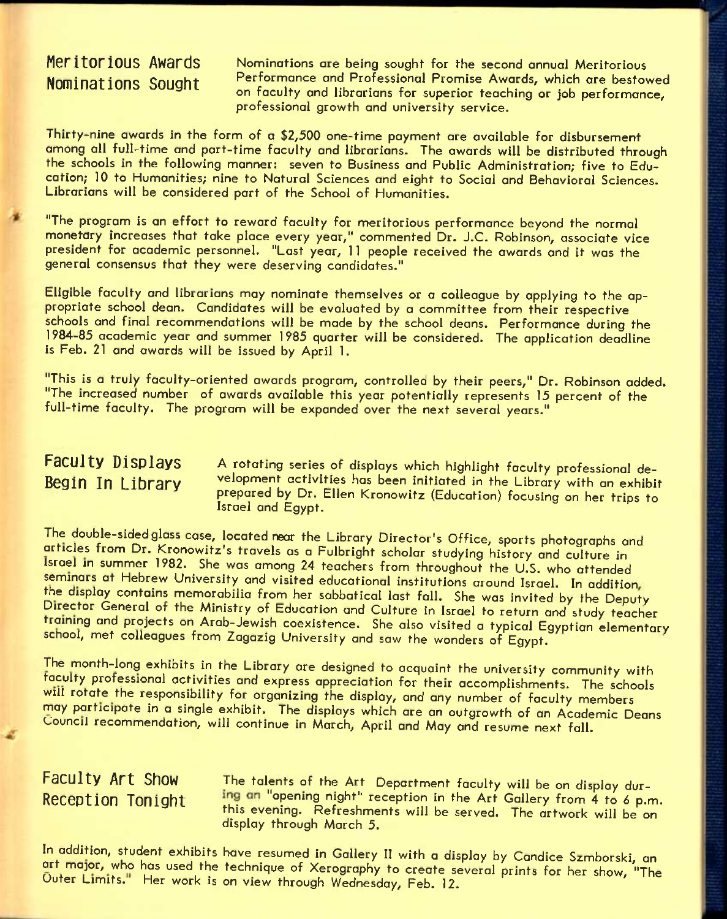## Meritorious Awards Nominations Sought

Nominations are being sought for the second annual Meritorious Performance and Professional Promise Awards, which are bestowed on faculty and librarians for superior teaching or job performance, professional growth and university service.

Thirty-nine awards in the form of a $2,500 one-time payment are available for disbursement among all full-time and part-time faculty and librarians. The awards will be distributed through the schools in the following manner: seven to Business and Public Administration; five to Education; 10 to Humanities; nine to Natural Sciences and eight to Social and Behavioral Sciences. Librarians will be considered part of the School of Humanities.

"The program is an effort to reward faculty for meritorious performance beyond the normal monetary increases that take place every year," commented Dr. J.C. Robinson, associate vice president for academic personnel. "Last year, 11 people received the awards and it was the general consensus that they were deserving candidates."

Eligible faculty and librarians may nominate themselves or a colleague by applying to the appropriate school dean. Candidates will be evaluated by a committee from their respective schools and final recommendations will be made by the school deans. Performance during the 1984-85 academic year and summer 1985 quarter will be considered. The application deadline is Feb. 21 and awards will be issued by April 1.

"This is a truly faculty-oriented awards program, controlled by their peers," Dr. Robinson added. "The increased number of awards available this year potentially represents 15 percent of the full-time faculty. The program will be expanded over the next several years."

## Faculty Displays Begin In Library

A rotating series of displays which highlight faculty professional development activities has been initiated in the Library with an exhibit prepared by Dr. Ellen Kronowitz (Education) focusing on her trips to Israel and Egypt.

The double-sided glass case, located near the Library Director's Office, sports photographs and articles from Dr. Kronowitz's travels as a Fulbright scholar studying history and culture in Israel in summer 1982. She was among 24 teachers from throughout the U.S. who attended seminars at Hebrew University and visited educational institutions around Israel. In addition, the display contains memorabilia from her sabbatical last fall. She was invited by the Deputy Director General of the Ministry of Education and Culture in Israel to return and study teacher training and projects on Arab-Jewish coexistence. She also visited a typical Egyptian elementary school, met colleagues from Zagazig University and saw the wonders of Egypt.

The month-long exhibits in the Library are designed to acquaint the university community with faculty professional activities and express appreciation for their accomplishments. The schools will rotate the responsibility for organizing the display, and any number of faculty members may participate in a single exhibit. The displays which are an outgrowth of an Academic Deans Council recommendation, will continue in March, April and May and resume next fall.

## Faculty Art Show Reception Tonight

The talents of the Art Department faculty will be on display during an "opening night" reception in the Art Gallery from 4 to 6 p.m. this evening. Refreshments will be served. The artwork will be on display through March 5.

In addition, student exhibits have resumed in Gallery II with a display by Candice Szmborski, an art major, who has used the technique of Xerography to create several prints for her show, "The Outer Limits." Her work is on view through Wednesday, Feb. 12.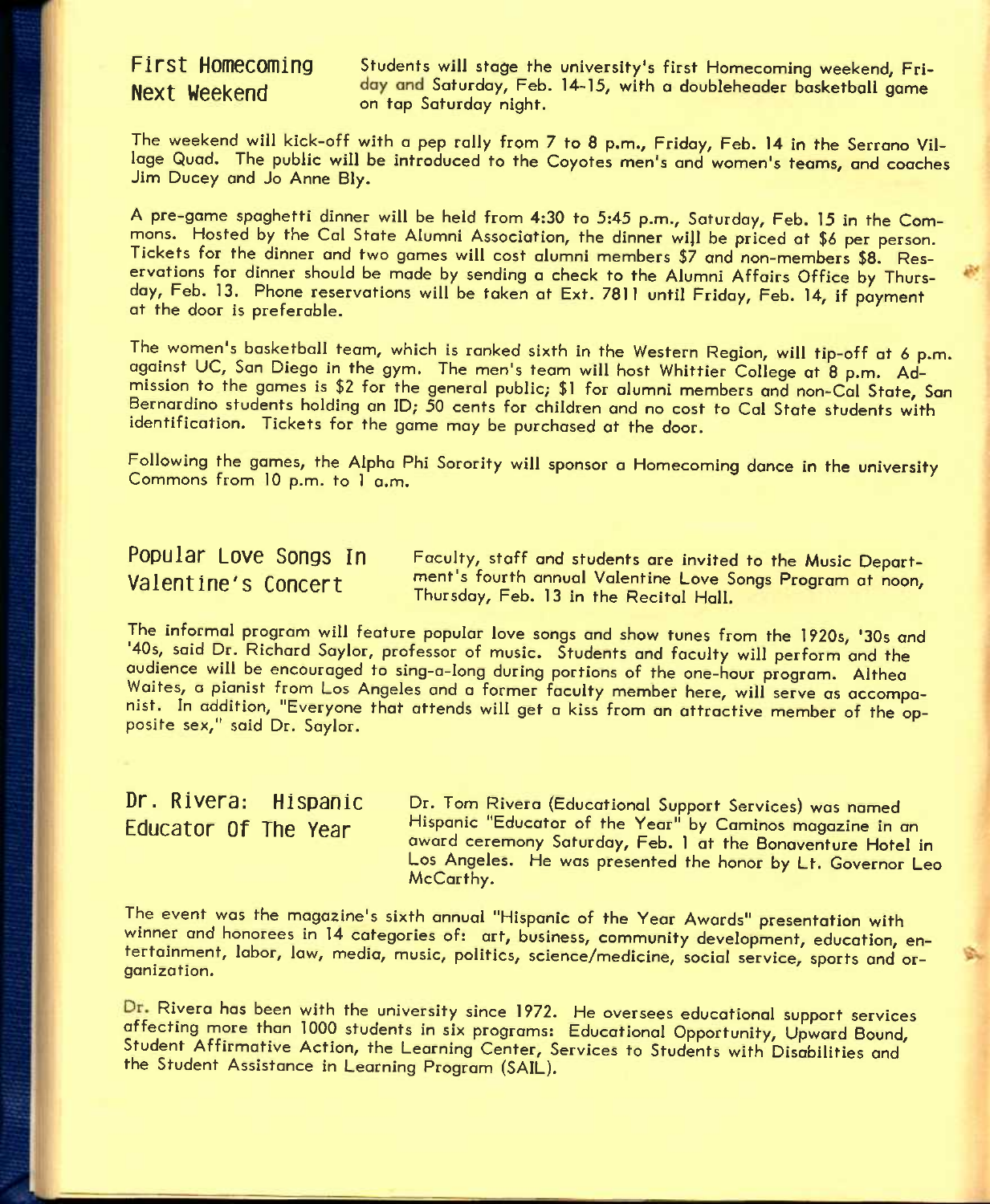## First Homecoming Next Weekend

Students will stage the university's first Homecoming weekend, Friday and Saturday, Feb. 14-15, with a doubleheader basketball game on tap Saturday night.

The weekend will kick-off with a pep rally from 7 to 8 p.m., Friday, Feb. 14 in the Serrano Village Quad. The public will be introduced to the Coyotes men's and women's teams, and coaches Jim Ducey and Jo Anne Bly.

A pre-game spaghetti dinner will be held from 4:30 to 5:45 p.m., Saturday, Feb. 15 in the Commons. Hosted by the Cal State Alumni Association, the dinner will be priced at $6 per person. Tickets for the dinner and two games will cost alumni members $7 and non-members $8. Reservations for dinner should be made by sending a check to the Alumni Affairs Office by Thursday, Feb. 13. Phone reservations will be taken at Ext. 7811 until Friday, Feb. 14, if payment at the door is preferable.

The women's basketball team, which is ranked sixth in the Western Region, will tip-off at 6 p.m. against UC, San Diego in the gym. The men's team will host Whittier College at 8 p.m. Admission to the games is $2 for the general public; $1 for alumni members and non-Cal State, San Bernardino students holding an ID; 50 cents for children and no cost to Cal State students with identification. Tickets for the game may be purchased at the door.

Following the games, the Alpha Phi Sorority will sponsor a Homecoming dance in the university Commons from 10 p.m. to 1 a.m.

## Popular Love Songs In Valentine's Concert

Faculty, staff and students are invited to the Music Department's fourth annual Valentine Love Songs Program at noon, Thursday, Feb. 13 in the Recital Hall.

The informal program will feature popular love songs and show tunes from the 1920s, '30s and '40s, said Dr. Richard Saylor, professor of music. Students and faculty will perform and the audience will be encouraged to sing-a-long during portions of the one-hour program. Althea Waites, a pianist from Los Angeles and a former faculty member here, will serve as accompanist. In addition, "Everyone that attends will get a kiss from an attractive member of the opposite sex," said Dr. Saylor.

## Dr. Rivera: Hispanic Educator Of The Year

Dr. Tom Rivera (Educational Support Services) was named Hispanic "Educator of the Year" by Caminos magazine in an award ceremony Saturday, Feb. 1 at the Bonaventure Hotel in Los Angeles. He was presented the honor by Lt. Governor Leo McCarthy.

The event was the magazine's sixth annual "Hispanic of the Year Awards" presentation with winner and honorees in 14 categories of: art, business, community development, education, entertainment, labor, law, media, music, politics, science/medicine, social service, sports and organization.

Dr. Rivera has been with the university since 1972. He oversees educational support services affecting more than 1000 students in six programs: Educational Opportunity, Upward Bound, Student Affirmative Action, the Learning Center, Services to Students with Disabilities and the Student Assistance in Learning Program (SAIL).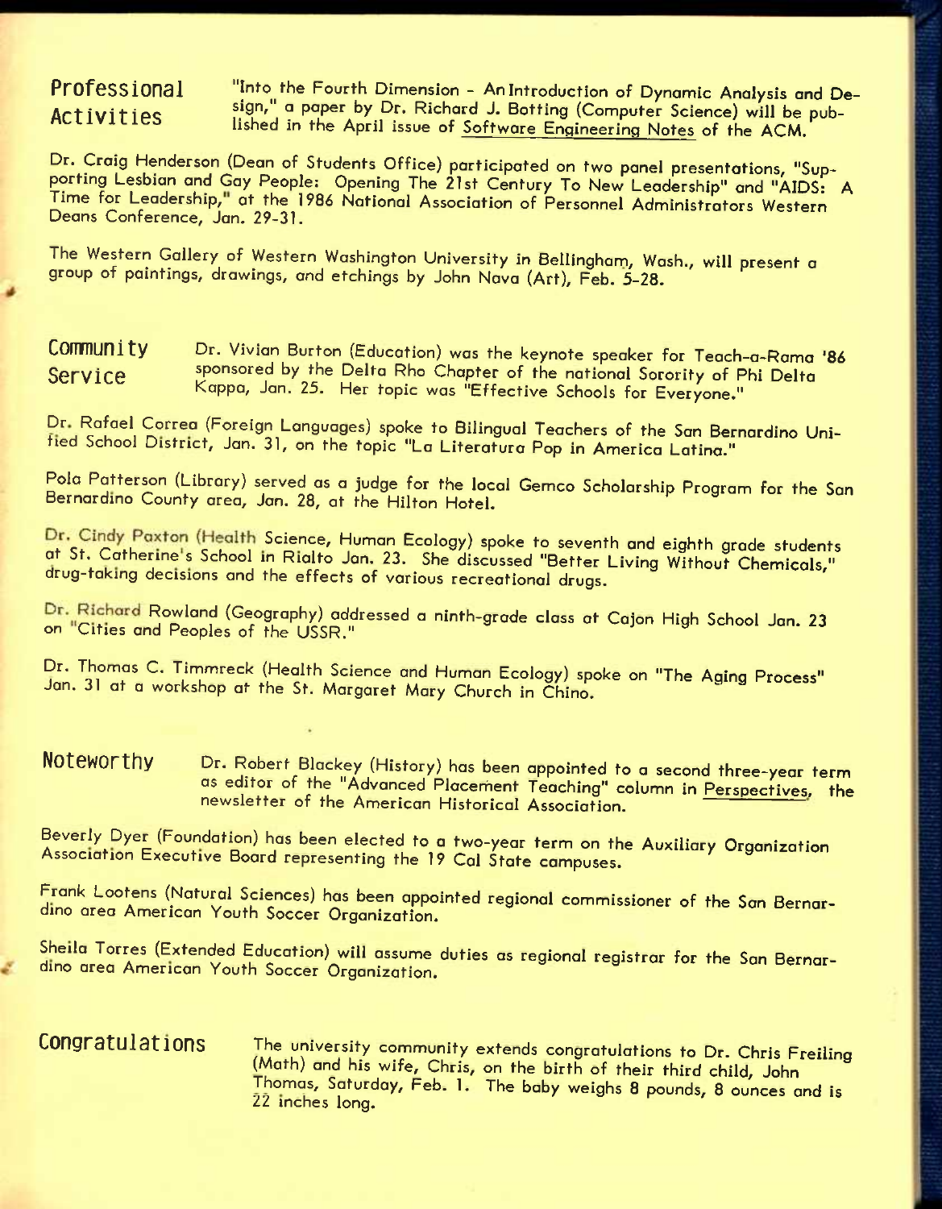## Professional Activities

"Into the Fourth Dimension - An Introduction of Dynamic Analysis and Design," a paper by Dr. Richard J. Botting (Computer Science) will be published in the April issue of Software Engineering Notes of the ACM.

Dr. Craig Henderson (Dean of Students Office) participated on two panel presentations, "Supporting Lesbian and Gay People: Opening The 21st Century To New Leadership" and "AIDS: A Time for Leadership," at the 1986 National Association of Personnel Administrators Western Deans Conference, Jan. 29-31.

The Western Gallery of Western Washington University in Bellingham, Wash., will present a group of paintings, drawings, and etchings by John Nava (Art), Feb. 5-28.

## Community Service

Dr. Vivian Burton (Education) was the keynote speaker for Teach-a-Rama '86 sponsored by the Delta Rho Chapter of the national Sorority of Phi Delta Kappa, Jan. 25. Her topic was "Effective Schools for Everyone."

Dr. Rafael Correa (Foreign Languages) spoke to Bilingual Teachers of the San Bernardino Unified School District, Jan. 31, on the topic "La Literatura Pop in America Latina."

Pola Patterson (Library) served as a judge for the local Gemco Scholarship Program for the San Bernardino County area, Jan. 28, at the Hilton Hotel.

Dr. Cindy Paxton (Health Science, Human Ecology) spoke to seventh and eighth grade students at St. Catherine's School in Rialto Jan. 23. She discussed "Better Living Without Chemicals," drug-taking decisions and the effects of various recreational drugs.

Dr. Richard Rowland (Geography) addressed a ninth-grade class at Cajon High School Jan. 23 on "Cities and Peoples of the USSR."

Dr. Thomas C. Timmreck (Health Science and Human Ecology) spoke on "The Aging Process" Jan. 31 at a workshop at the St. Margaret Mary Church in Chino.

## Noteworthy

Dr. Robert Blackey (History) has been appointed to a second three-year term as editor of the "Advanced Placement Teaching" column in Perspectives, the newsletter of the American Historical Association.

Beverly Dyer (Foundation) has been elected to a two-year term on the Auxiliary Organization Association Executive Board representing the 19 Cal State campuses.

Frank Lootens (Natural Sciences) has been appointed regional commissioner of the San Bernardino area American Youth Soccer Organization.

Sheila Torres (Extended Education) will assume duties as regional registrar for the San Bernardino area American Youth Soccer Organization.

## Congratulations

The university community extends congratulations to Dr. Chris Freiling (Math) and his wife, Chris, on the birth of their third child, John Thomas, Saturday, Feb. 1. The baby weighs 8 pounds, 8 ounces and is 22 inches long.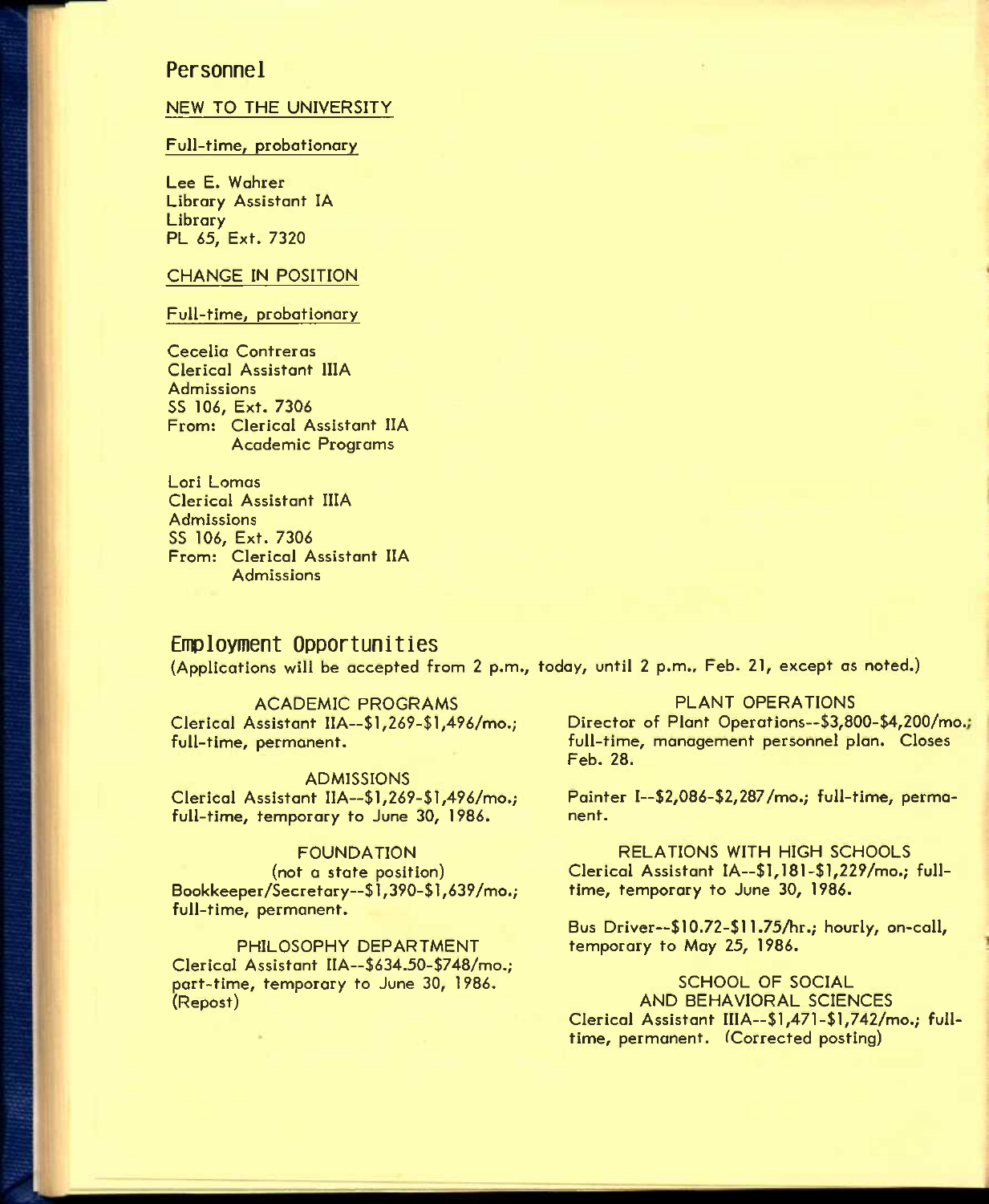## Personnel

### NEW TO THE UNIVERSITY

#### Full-time, probationary

Lee E. Wahrer
Library Assistant IA
Library
PL 65, Ext. 7320

### CHANGE IN POSITION

#### Full-time, probationary

Cecelia Contreras
Clerical Assistant IIIA
Admissions
SS 106, Ext. 7306
From: Clerical Assistant IIA
Academic Programs

Lori Lomas
Clerical Assistant IIIA
Admissions
SS 106, Ext. 7306
From: Clerical Assistant IIA
Admissions

## Employment Opportunities

(Applications will be accepted from 2 p.m., today, until 2 p.m., Feb. 21, except as noted.)

**ACADEMIC PROGRAMS**
Clerical Assistant IIA--$1,269-$1,496/mo.; full-time, permanent.

**ADMISSIONS**
Clerical Assistant IIA--$1,269-$1,496/mo.; full-time, temporary to June 30, 1986.

**FOUNDATION**
(not a state position)
Bookkeeper/Secretary--$1,390-$1,639/mo.; full-time, permanent.

**PHILOSOPHY DEPARTMENT**
Clerical Assistant IIA--$634.50-$748/mo.; part-time, temporary to June 30, 1986. (Repost)

**PLANT OPERATIONS**
Director of Plant Operations--$3,800-$4,200/mo.; full-time, management personnel plan. Closes Feb. 28.

Painter I--$2,086-$2,287/mo.; full-time, permanent.

**RELATIONS WITH HIGH SCHOOLS**
Clerical Assistant IA--$1,181-$1,229/mo.; full-time, temporary to June 30, 1986.

Bus Driver--$10.72-$11.75/hr.; hourly, on-call, temporary to May 25, 1986.

**SCHOOL OF SOCIAL AND BEHAVIORAL SCIENCES**
Clerical Assistant IIIA--$1,471-$1,742/mo.; full-time, permanent. (Corrected posting)